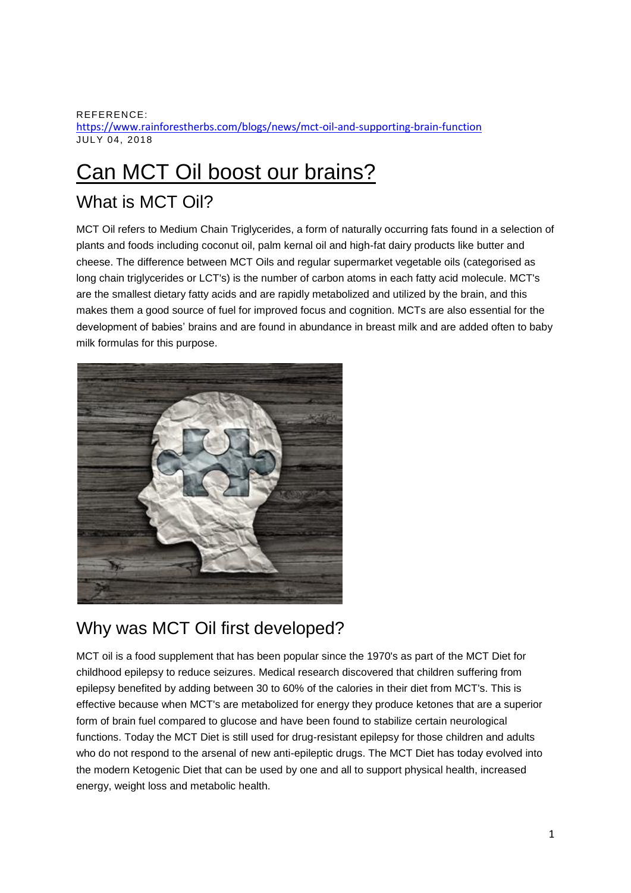REFERENCE:
https://www.rainforestherbs.com/blogs/news/mct-oil-and-supporting-brain-function
JULY 04, 2018

# Can MCT Oil boost our brains?

## What is MCT Oil?

MCT Oil refers to Medium Chain Triglycerides, a form of naturally occurring fats found in a selection of plants and foods including coconut oil, palm kernal oil and high-fat dairy products like butter and cheese. The difference between MCT Oils and regular supermarket vegetable oils (categorised as long chain triglycerides or LCT's) is the number of carbon atoms in each fatty acid molecule. MCT's are the smallest dietary fatty acids and are rapidly metabolized and utilized by the brain, and this makes them a good source of fuel for improved focus and cognition. MCTs are also essential for the development of babies' brains and are found in abundance in breast milk and are added often to baby milk formulas for this purpose.

## Why was MCT Oil first developed?

MCT oil is a food supplement that has been popular since the 1970's as part of the MCT Diet for childhood epilepsy to reduce seizures. Medical research discovered that children suffering from epilepsy benefited by adding between 30 to 60% of the calories in their diet from MCT's. This is effective because when MCT's are metabolized for energy they produce ketones that are a superior form of brain fuel compared to glucose and have been found to stabilize certain neurological functions. Today the MCT Diet is still used for drug-resistant epilepsy for those children and adults who do not respond to the arsenal of new anti-epileptic drugs. The MCT Diet has today evolved into the modern Ketogenic Diet that can be used by one and all to support physical health, increased energy, weight loss and metabolic health.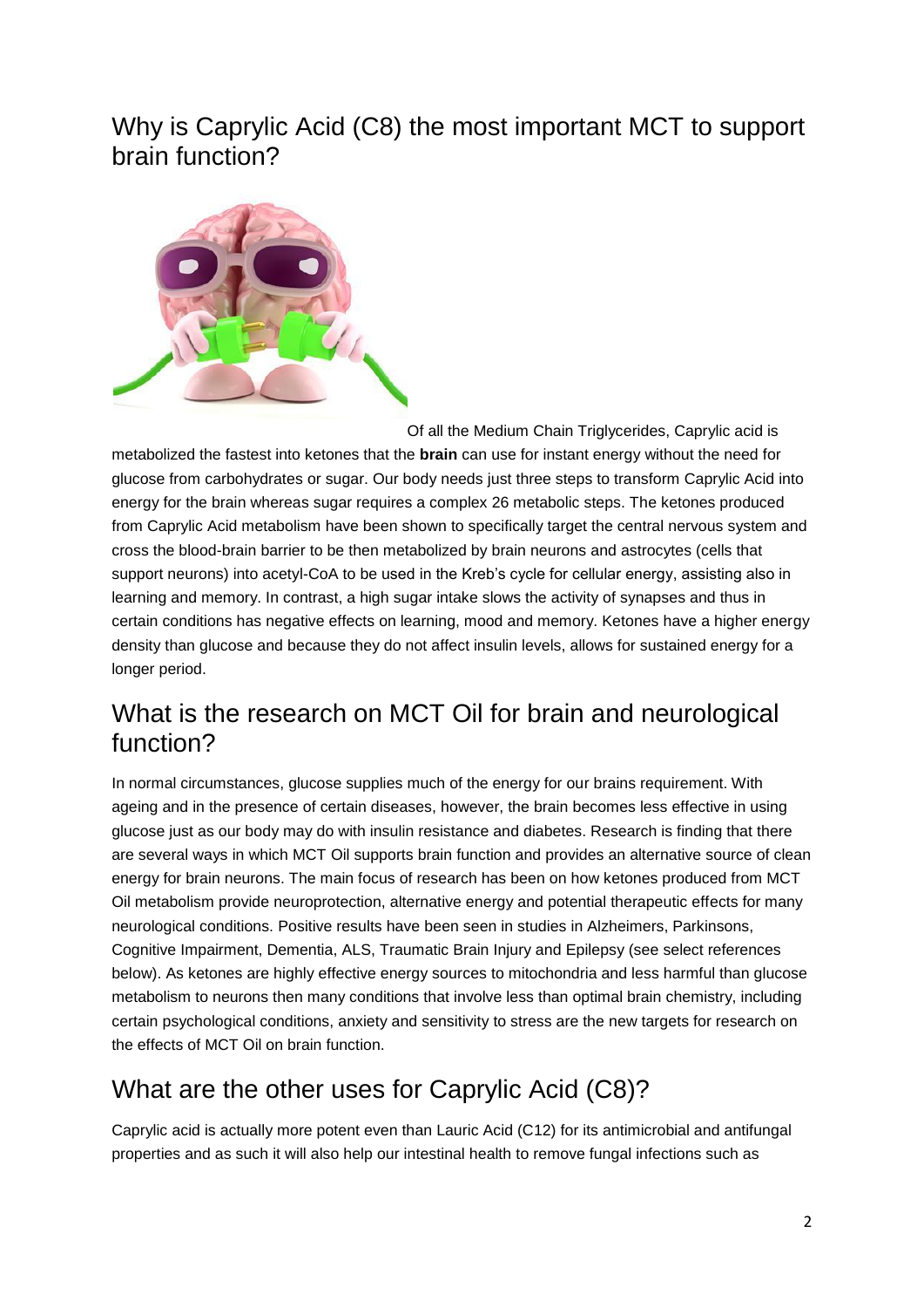## Why is Caprylic Acid (C8) the most important MCT to support brain function?

Of all the Medium Chain Triglycerides, Caprylic acid is metabolized the fastest into ketones that the **brain** can use for instant energy without the need for glucose from carbohydrates or sugar. Our body needs just three steps to transform Caprylic Acid into energy for the brain whereas sugar requires a complex 26 metabolic steps. The ketones produced from Caprylic Acid metabolism have been shown to specifically target the central nervous system and cross the blood-brain barrier to be then metabolized by brain neurons and astrocytes (cells that support neurons) into acetyl-CoA to be used in the Kreb's cycle for cellular energy, assisting also in learning and memory. In contrast, a high sugar intake slows the activity of synapses and thus in certain conditions has negative effects on learning, mood and memory. Ketones have a higher energy density than glucose and because they do not affect insulin levels, allows for sustained energy for a longer period.

## What is the research on MCT Oil for brain and neurological function?

In normal circumstances, glucose supplies much of the energy for our brains requirement. With ageing and in the presence of certain diseases, however, the brain becomes less effective in using glucose just as our body may do with insulin resistance and diabetes. Research is finding that there are several ways in which MCT Oil supports brain function and provides an alternative source of clean energy for brain neurons. The main focus of research has been on how ketones produced from MCT Oil metabolism provide neuroprotection, alternative energy and potential therapeutic effects for many neurological conditions. Positive results have been seen in studies in Alzheimers, Parkinsons, Cognitive Impairment, Dementia, ALS, Traumatic Brain Injury and Epilepsy (see select references below). As ketones are highly effective energy sources to mitochondria and less harmful than glucose metabolism to neurons then many conditions that involve less than optimal brain chemistry, including certain psychological conditions, anxiety and sensitivity to stress are the new targets for research on the effects of MCT Oil on brain function.

## What are the other uses for Caprylic Acid (C8)?

Caprylic acid is actually more potent even than Lauric Acid (C12) for its antimicrobial and antifungal properties and as such it will also help our intestinal health to remove fungal infections such as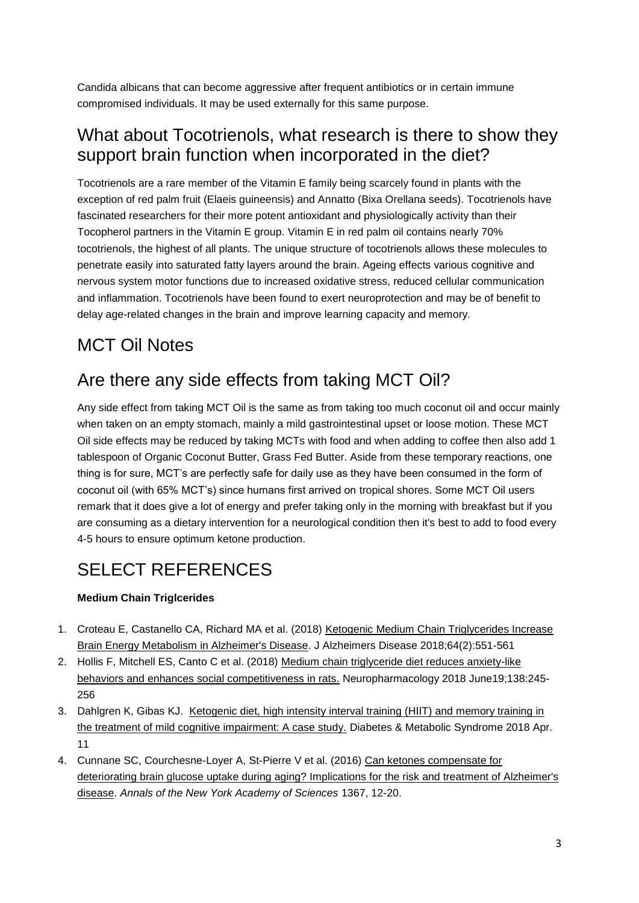Candida albicans that can become aggressive after frequent antibiotics or in certain immune compromised individuals. It may be used externally for this same purpose.

## What about Tocotrienols, what research is there to show they support brain function when incorporated in the diet?

Tocotrienols are a rare member of the Vitamin E family being scarcely found in plants with the exception of red palm fruit (Elaeis guineensis) and Annatto (Bixa Orellana seeds). Tocotrienols have fascinated researchers for their more potent antioxidant and physiologically activity than their Tocopherol partners in the Vitamin E group. Vitamin E in red palm oil contains nearly 70% tocotrienols, the highest of all plants. The unique structure of tocotrienols allows these molecules to penetrate easily into saturated fatty layers around the brain. Ageing effects various cognitive and nervous system motor functions due to increased oxidative stress, reduced cellular communication and inflammation. Tocotrienols have been found to exert neuroprotection and may be of benefit to delay age-related changes in the brain and improve learning capacity and memory.

## MCT Oil Notes

## Are there any side effects from taking MCT Oil?

Any side effect from taking MCT Oil is the same as from taking too much coconut oil and occur mainly when taken on an empty stomach, mainly a mild gastrointestinal upset or loose motion. These MCT Oil side effects may be reduced by taking MCTs with food and when adding to coffee then also add 1 tablespoon of Organic Coconut Butter, Grass Fed Butter. Aside from these temporary reactions, one thing is for sure, MCT's are perfectly safe for daily use as they have been consumed in the form of coconut oil (with 65% MCT's) since humans first arrived on tropical shores. Some MCT Oil users remark that it does give a lot of energy and prefer taking only in the morning with breakfast but if you are consuming as a dietary intervention for a neurological condition then it's best to add to food every 4-5 hours to ensure optimum ketone production.

## SELECT REFERENCES

**Medium Chain Triglcerides**

1. Croteau E, Castanello CA, Richard MA et al. (2018) Ketogenic Medium Chain Triglycerides Increase Brain Energy Metabolism in Alzheimer's Disease. J Alzheimers Disease 2018;64(2):551-561
2. Hollis F, Mitchell ES, Canto C et al. (2018) Medium chain triglyceride diet reduces anxiety-like behaviors and enhances social competitiveness in rats. Neuropharmacology 2018 June19;138:245-256
3. Dahlgren K, Gibas KJ. Ketogenic diet, high intensity interval training (HIIT) and memory training in the treatment of mild cognitive impairment: A case study. Diabetes & Metabolic Syndrome 2018 Apr. 11
4. Cunnane SC, Courchesne-Loyer A, St-Pierre V et al. (2016) Can ketones compensate for deteriorating brain glucose uptake during aging? Implications for the risk and treatment of Alzheimer's disease. *Annals of the New York Academy of Sciences* 1367, 12-20.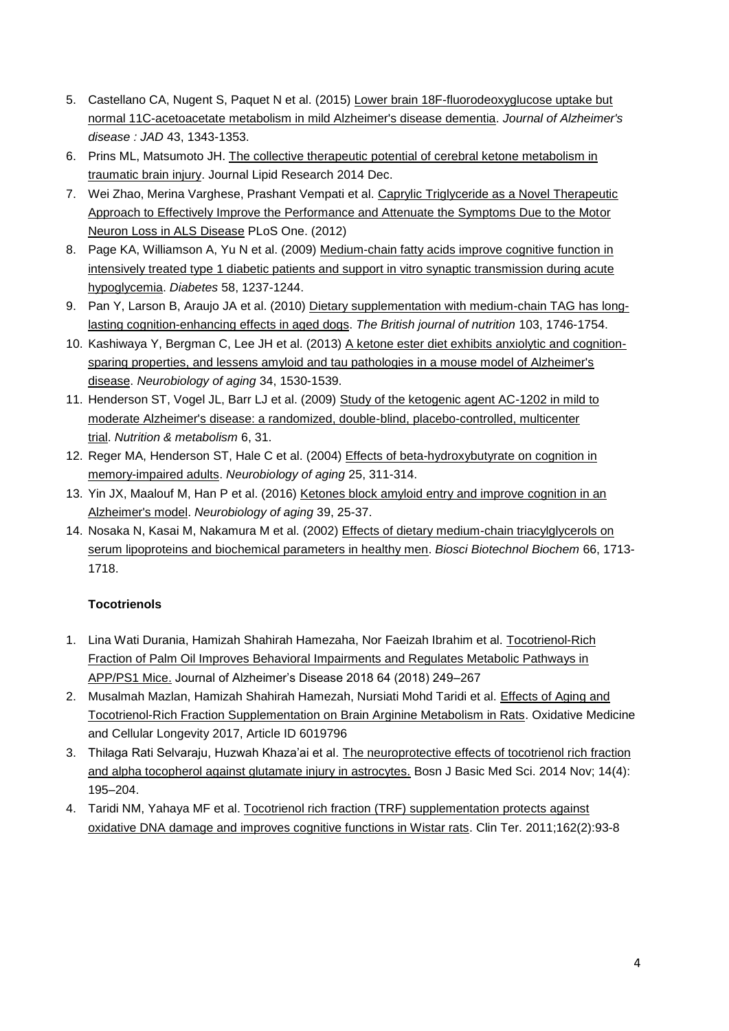5. Castellano CA, Nugent S, Paquet N et al. (2015) Lower brain 18F-fluorodeoxyglucose uptake but normal 11C-acetoacetate metabolism in mild Alzheimer's disease dementia. *Journal of Alzheimer's disease : JAD* 43, 1343-1353.
6. Prins ML, Matsumoto JH. The collective therapeutic potential of cerebral ketone metabolism in traumatic brain injury. Journal Lipid Research 2014 Dec.
7. Wei Zhao, Merina Varghese, Prashant Vempati et al. Caprylic Triglyceride as a Novel Therapeutic Approach to Effectively Improve the Performance and Attenuate the Symptoms Due to the Motor Neuron Loss in ALS Disease PLoS One. (2012)
8. Page KA, Williamson A, Yu N et al. (2009) Medium-chain fatty acids improve cognitive function in intensively treated type 1 diabetic patients and support in vitro synaptic transmission during acute hypoglycemia. *Diabetes* 58, 1237-1244.
9. Pan Y, Larson B, Araujo JA et al. (2010) Dietary supplementation with medium-chain TAG has long-lasting cognition-enhancing effects in aged dogs. *The British journal of nutrition* 103, 1746-1754.
10. Kashiwaya Y, Bergman C, Lee JH et al. (2013) A ketone ester diet exhibits anxiolytic and cognition-sparing properties, and lessens amyloid and tau pathologies in a mouse model of Alzheimer's disease. *Neurobiology of aging* 34, 1530-1539.
11. Henderson ST, Vogel JL, Barr LJ et al. (2009) Study of the ketogenic agent AC-1202 in mild to moderate Alzheimer's disease: a randomized, double-blind, placebo-controlled, multicenter trial. *Nutrition & metabolism* 6, 31.
12. Reger MA, Henderson ST, Hale C et al. (2004) Effects of beta-hydroxybutyrate on cognition in memory-impaired adults. *Neurobiology of aging* 25, 311-314.
13. Yin JX, Maalouf M, Han P et al. (2016) Ketones block amyloid entry and improve cognition in an Alzheimer's model. *Neurobiology of aging* 39, 25-37.
14. Nosaka N, Kasai M, Nakamura M et al. (2002) Effects of dietary medium-chain triacylglycerols on serum lipoproteins and biochemical parameters in healthy men. *Biosci Biotechnol Biochem* 66, 1713-1718.

**Tocotrienols**

1. Lina Wati Durania, Hamizah Shahirah Hamezaha, Nor Faeizah Ibrahim et al. Tocotrienol-Rich Fraction of Palm Oil Improves Behavioral Impairments and Regulates Metabolic Pathways in APP/PS1 Mice. Journal of Alzheimer's Disease 2018 64 (2018) 249–267
2. Musalmah Mazlan, Hamizah Shahirah Hamezah, Nursiati Mohd Taridi et al. Effects of Aging and Tocotrienol-Rich Fraction Supplementation on Brain Arginine Metabolism in Rats. Oxidative Medicine and Cellular Longevity 2017, Article ID 6019796
3. Thilaga Rati Selvaraju, Huzwah Khaza'ai et al. The neuroprotective effects of tocotrienol rich fraction and alpha tocopherol against glutamate injury in astrocytes. Bosn J Basic Med Sci. 2014 Nov; 14(4): 195–204.
4. Taridi NM, Yahaya MF et al. Tocotrienol rich fraction (TRF) supplementation protects against oxidative DNA damage and improves cognitive functions in Wistar rats. Clin Ter. 2011;162(2):93-8